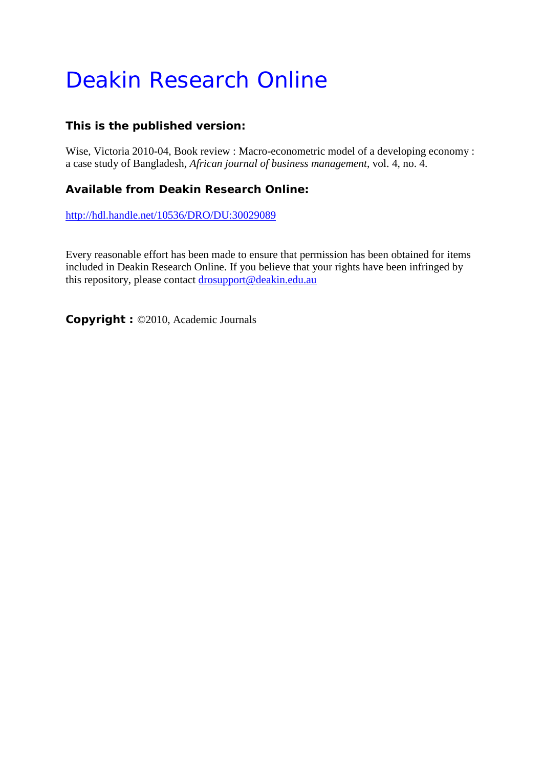# Deakin Research Online

### This is the published version:

Wise, Victoria 2010-04, Book review : Macro-econometric model of a developing economy : a case study of Bangladesh, *African journal of business management*, vol. 4, no. 4.

### Available from Deakin Research Online:

http://hdl.handle.net/10536/DRO/DU:30029089

Every reasonable effort has been made to ensure that permission has been obtained for items included in Deakin Research Online. If you believe that your rights have been infringed by this repository, please contact drosupport@deakin.edu.au

**Copyright :** ©2010, Academic Journals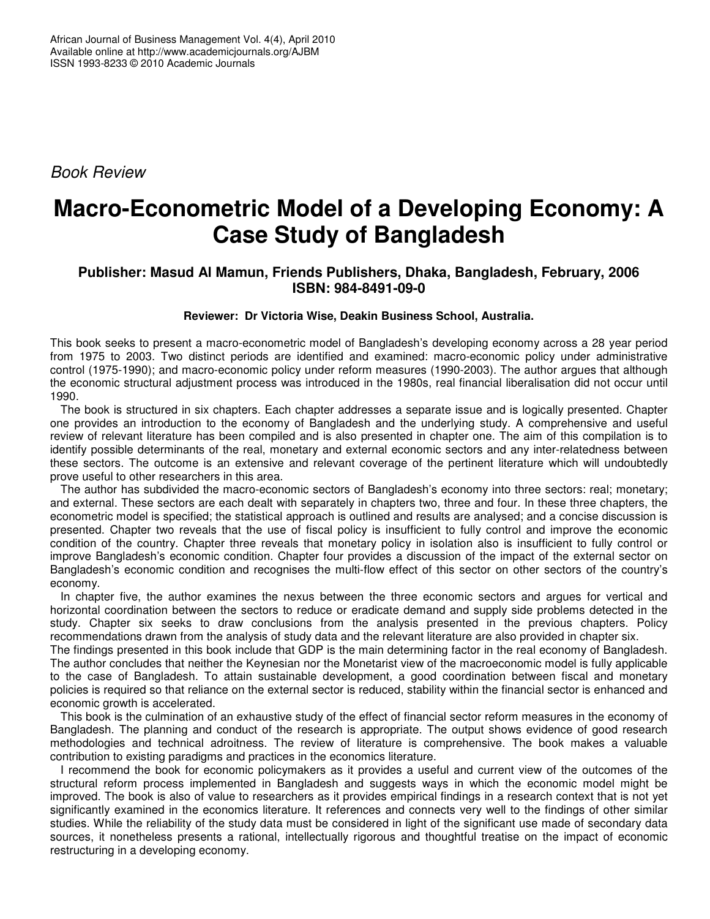*Book Review*

# Macro-Econometric Model of a Developing Economy: A Case Study of Bangladesh

### Publisher: Masud Al Mamun, Friends Publishers, Dhaka, Bangladesh, February, 2006 ISBN: 984-8491-09-0

**Reviewer: Dr Victoria Wise, Deakin Business School, Australia.**

This book seeks to present a macro-econometric model of Bangladesh's developing economy across a 28 year period from 1975 to 2003. Two distinct periods are identified and examined: macro-economic policy under administrative control (1975-1990); and macro-economic policy under reform measures (1990-2003). The author argues that although the economic structural adjustment process was introduced in the 1980s, real financial liberalisation did not occur until 1990.

The book is structured in six chapters. Each chapter addresses a separate issue and is logically presented. Chapter one provides an introduction to the economy of Bangladesh and the underlying study. A comprehensive and useful review of relevant literature has been compiled and is also presented in chapter one. The aim of this compilation is to identify possible determinants of the real, monetary and external economic sectors and any inter-relatedness between these sectors. The outcome is an extensive and relevant coverage of the pertinent literature which will undoubtedly prove useful to other researchers in this area.

The author has subdivided the macro-economic sectors of Bangladesh's economy into three sectors: real; monetary; and external. These sectors are each dealt with separately in chapters two, three and four. In these three chapters, the econometric model is specified; the statistical approach is outlined and results are analysed; and a concise discussion is presented. Chapter two reveals that the use of fiscal policy is insufficient to fully control and improve the economic condition of the country. Chapter three reveals that monetary policy in isolation also is insufficient to fully control or improve Bangladesh's economic condition. Chapter four provides a discussion of the impact of the external sector on Bangladesh's economic condition and recognises the multi-flow effect of this sector on other sectors of the country's economy.

In chapter five, the author examines the nexus between the three economic sectors and argues for vertical and horizontal coordination between the sectors to reduce or eradicate demand and supply side problems detected in the study. Chapter six seeks to draw conclusions from the analysis presented in the previous chapters. Policy recommendations drawn from the analysis of study data and the relevant literature are also provided in chapter six.

The findings presented in this book include that GDP is the main determining factor in the real economy of Bangladesh. The author concludes that neither the Keynesian nor the Monetarist view of the macroeconomic model is fully applicable to the case of Bangladesh. To attain sustainable development, a good coordination between fiscal and monetary policies is required so that reliance on the external sector is reduced, stability within the financial sector is enhanced and economic growth is accelerated.

This book is the culmination of an exhaustive study of the effect of financial sector reform measures in the economy of Bangladesh. The planning and conduct of the research is appropriate. The output shows evidence of good research methodologies and technical adroitness. The review of literature is comprehensive. The book makes a valuable contribution to existing paradigms and practices in the economics literature.

I recommend the book for economic policymakers as it provides a useful and current view of the outcomes of the structural reform process implemented in Bangladesh and suggests ways in which the economic model might be improved. The book is also of value to researchers as it provides empirical findings in a research context that is not yet significantly examined in the economics literature. It references and connects very well to the findings of other similar studies. While the reliability of the study data must be considered in light of the significant use made of secondary data sources, it nonetheless presents a rational, intellectually rigorous and thoughtful treatise on the impact of economic restructuring in a developing economy.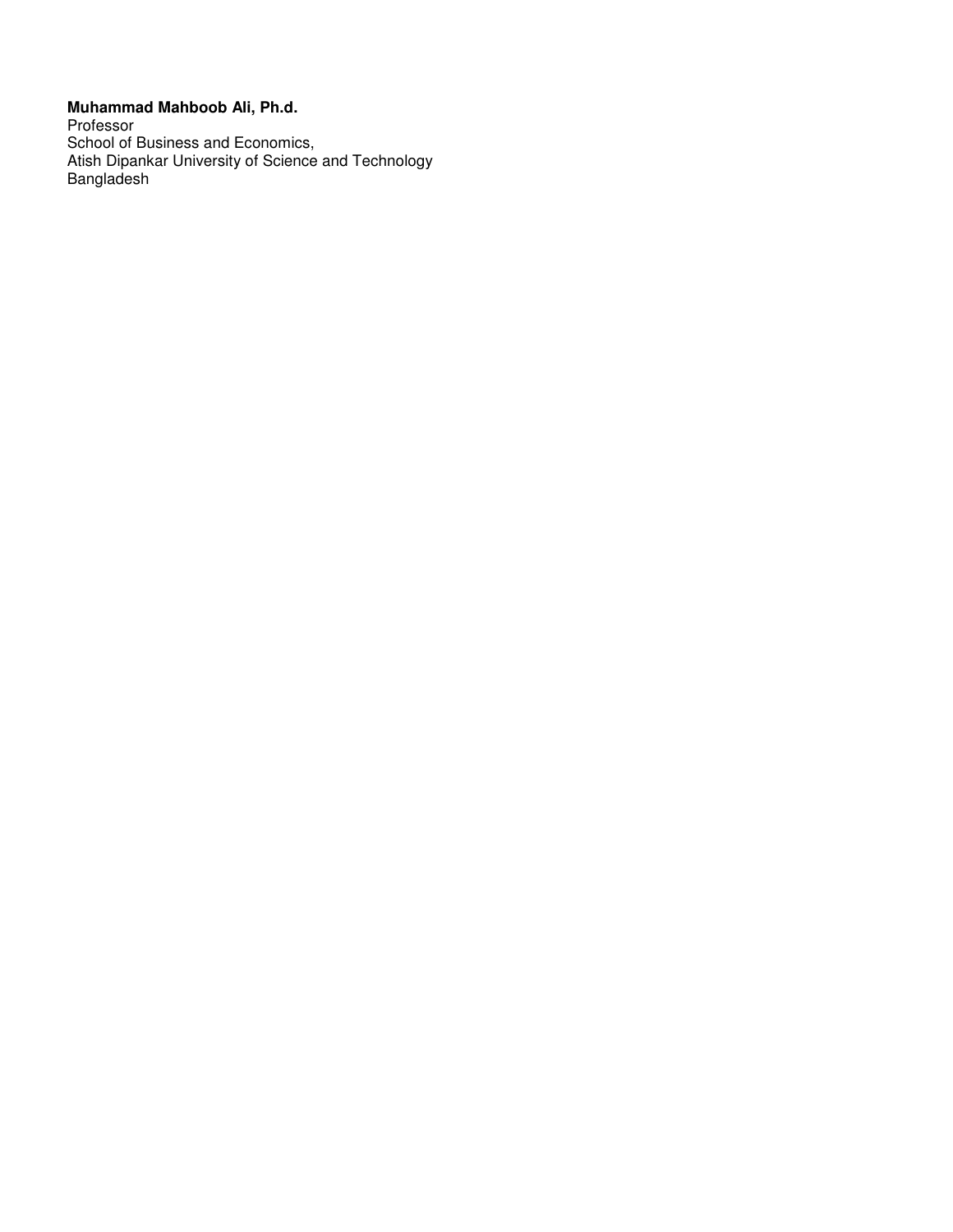**Muhammad Mahboob Ali, Ph.d.**
Professor
School of Business and Economics,
Atish Dipankar University of Science and Technology
Bangladesh